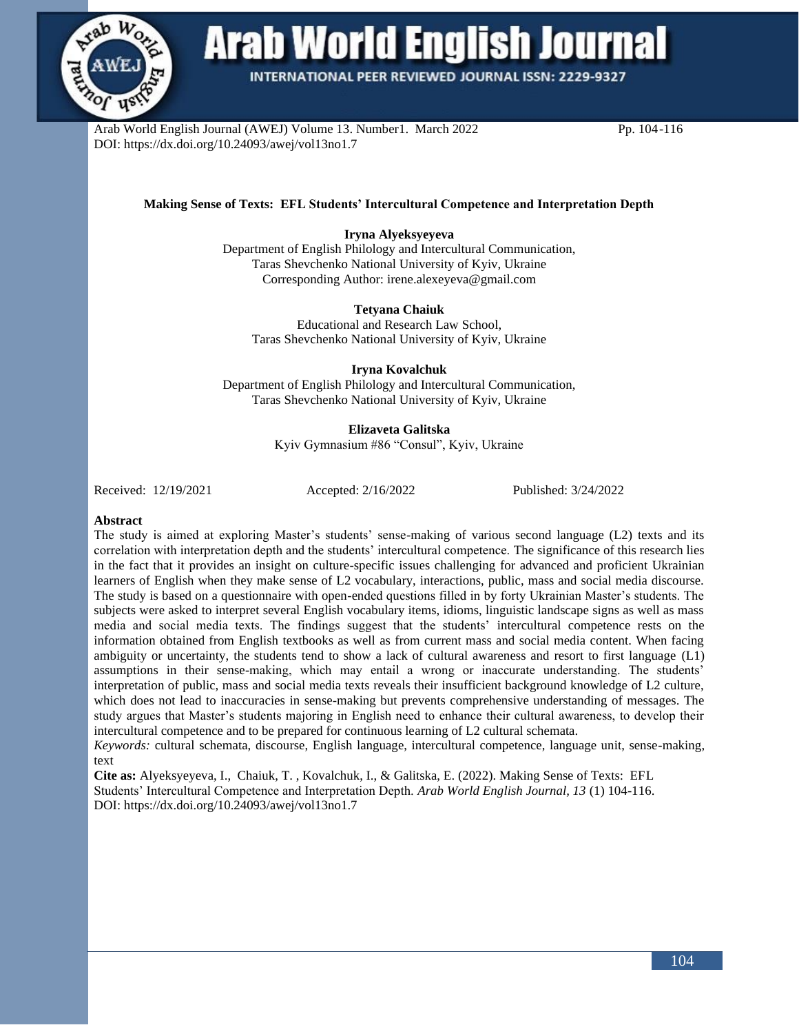**Making Sense of Texts: EFL Students' Intercultural Competence and Interpretation Depth**

**Iryna Alyeksyeyeva**
Department of English Philology and Intercultural Communication,
Taras Shevchenko National University of Kyiv, Ukraine
Corresponding Author: irene.alexeyeva@gmail.com

**Tetyana Chaiuk**
Educational and Research Law School,
Taras Shevchenko National University of Kyiv, Ukraine

**Iryna Kovalchuk**
Department of English Philology and Intercultural Communication,
Taras Shevchenko National University of Kyiv, Ukraine

**Elizaveta Galitska**
Kyiv Gymnasium #86 "Consul", Kyiv, Ukraine

Received: 12/19/2021 Accepted: 2/16/2022 Published: 3/24/2022

**Abstract**

The study is aimed at exploring Master's students' sense-making of various second language (L2) texts and its correlation with interpretation depth and the students' intercultural competence. The significance of this research lies in the fact that it provides an insight on culture-specific issues challenging for advanced and proficient Ukrainian learners of English when they make sense of L2 vocabulary, interactions, public, mass and social media discourse. The study is based on a questionnaire with open-ended questions filled in by forty Ukrainian Master's students. The subjects were asked to interpret several English vocabulary items, idioms, linguistic landscape signs as well as mass media and social media texts. The findings suggest that the students' intercultural competence rests on the information obtained from English textbooks as well as from current mass and social media content. When facing ambiguity or uncertainty, the students tend to show a lack of cultural awareness and resort to first language (L1) assumptions in their sense-making, which may entail a wrong or inaccurate understanding. The students' interpretation of public, mass and social media texts reveals their insufficient background knowledge of L2 culture, which does not lead to inaccuracies in sense-making but prevents comprehensive understanding of messages. The study argues that Master's students majoring in English need to enhance their cultural awareness, to develop their intercultural competence and to be prepared for continuous learning of L2 cultural schemata.

*Keywords:* cultural schemata, discourse, English language, intercultural competence, language unit, sense-making, text

**Cite as:** Alyeksyeyeva, I., Chaiuk, T. , Kovalchuk, I., & Galitska, E. (2022). Making Sense of Texts: EFL Students' Intercultural Competence and Interpretation Depth. *Arab World English Journal, 13* (1) 104-116.
DOI: https://dx.doi.org/10.24093/awej/vol13no1.7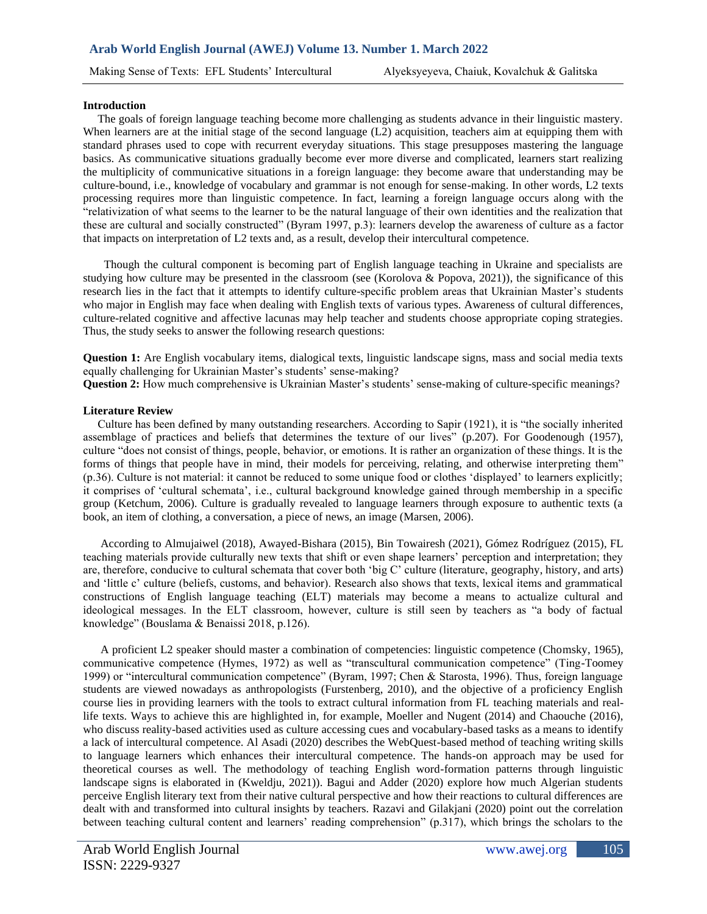## Introduction

The goals of foreign language teaching become more challenging as students advance in their linguistic mastery. When learners are at the initial stage of the second language (L2) acquisition, teachers aim at equipping them with standard phrases used to cope with recurrent everyday situations. This stage presupposes mastering the language basics. As communicative situations gradually become ever more diverse and complicated, learners start realizing the multiplicity of communicative situations in a foreign language: they become aware that understanding may be culture-bound, i.e., knowledge of vocabulary and grammar is not enough for sense-making. In other words, L2 texts processing requires more than linguistic competence. In fact, learning a foreign language occurs along with the "relativization of what seems to the learner to be the natural language of their own identities and the realization that these are cultural and socially constructed" (Byram 1997, p.3): learners develop the awareness of culture as a factor that impacts on interpretation of L2 texts and, as a result, develop their intercultural competence.

Though the cultural component is becoming part of English language teaching in Ukraine and specialists are studying how culture may be presented in the classroom (see (Korolova & Popova, 2021)), the significance of this research lies in the fact that it attempts to identify culture-specific problem areas that Ukrainian Master's students who major in English may face when dealing with English texts of various types. Awareness of cultural differences, culture-related cognitive and affective lacunas may help teacher and students choose appropriate coping strategies. Thus, the study seeks to answer the following research questions:

**Question 1:** Are English vocabulary items, dialogical texts, linguistic landscape signs, mass and social media texts equally challenging for Ukrainian Master's students' sense-making?
**Question 2:** How much comprehensive is Ukrainian Master's students' sense-making of culture-specific meanings?

## Literature Review

Culture has been defined by many outstanding researchers. According to Sapir (1921), it is "the socially inherited assemblage of practices and beliefs that determines the texture of our lives" (p.207). For Goodenough (1957), culture "does not consist of things, people, behavior, or emotions. It is rather an organization of these things. It is the forms of things that people have in mind, their models for perceiving, relating, and otherwise interpreting them" (p.36). Culture is not material: it cannot be reduced to some unique food or clothes 'displayed' to learners explicitly; it comprises of 'cultural schemata', i.e., cultural background knowledge gained through membership in a specific group (Ketchum, 2006). Culture is gradually revealed to language learners through exposure to authentic texts (a book, an item of clothing, a conversation, a piece of news, an image (Marsen, 2006).

According to Almujaiwel (2018), Awayed-Bishara (2015), Bin Towairesh (2021), Gómez Rodríguez (2015), FL teaching materials provide culturally new texts that shift or even shape learners' perception and interpretation; they are, therefore, conducive to cultural schemata that cover both 'big C' culture (literature, geography, history, and arts) and 'little c' culture (beliefs, customs, and behavior). Research also shows that texts, lexical items and grammatical constructions of English language teaching (ELT) materials may become a means to actualize cultural and ideological messages. In the ELT classroom, however, culture is still seen by teachers as "a body of factual knowledge" (Bouslama & Benaissi 2018, p.126).

A proficient L2 speaker should master a combination of competencies: linguistic competence (Chomsky, 1965), communicative competence (Hymes, 1972) as well as "transcultural communication competence" (Ting-Toomey 1999) or "intercultural communication competence" (Byram, 1997; Chen & Starosta, 1996). Thus, foreign language students are viewed nowadays as anthropologists (Furstenberg, 2010), and the objective of a proficiency English course lies in providing learners with the tools to extract cultural information from FL teaching materials and real-life texts. Ways to achieve this are highlighted in, for example, Moeller and Nugent (2014) and Chaouche (2016), who discuss reality-based activities used as culture accessing cues and vocabulary-based tasks as a means to identify a lack of intercultural competence. Al Asadi (2020) describes the WebQuest-based method of teaching writing skills to language learners which enhances their intercultural competence. The hands-on approach may be used for theoretical courses as well. The methodology of teaching English word-formation patterns through linguistic landscape signs is elaborated in (Kweldju, 2021)). Bagui and Adder (2020) explore how much Algerian students perceive English literary text from their native cultural perspective and how their reactions to cultural differences are dealt with and transformed into cultural insights by teachers. Razavi and Gilakjani (2020) point out the correlation between teaching cultural content and learners' reading comprehension" (p.317), which brings the scholars to the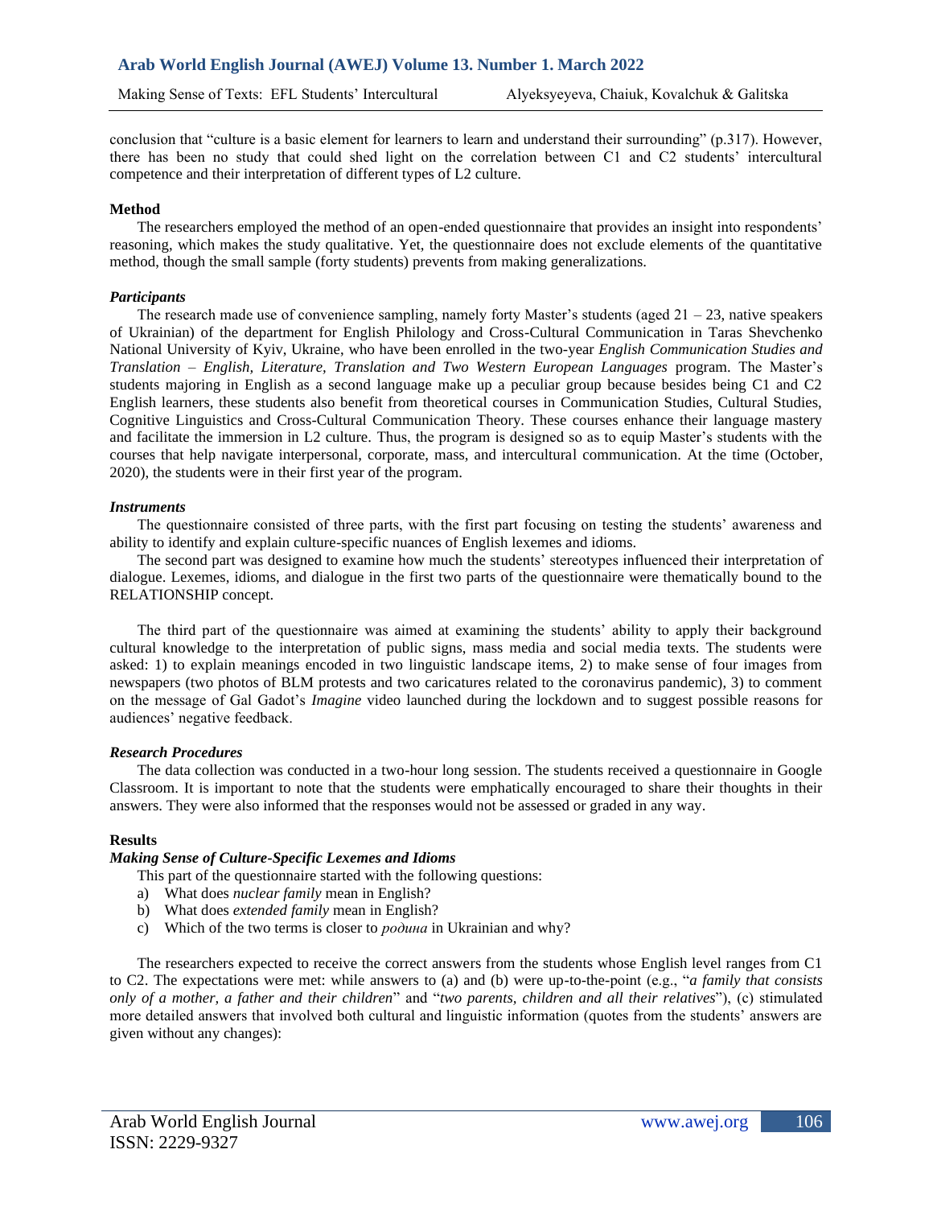conclusion that "culture is a basic element for learners to learn and understand their surrounding" (p.317). However, there has been no study that could shed light on the correlation between C1 and C2 students' intercultural competence and their interpretation of different types of L2 culture.

## Method

The researchers employed the method of an open-ended questionnaire that provides an insight into respondents' reasoning, which makes the study qualitative. Yet, the questionnaire does not exclude elements of the quantitative method, though the small sample (forty students) prevents from making generalizations.

### *Participants*

The research made use of convenience sampling, namely forty Master's students (aged 21 – 23, native speakers of Ukrainian) of the department for English Philology and Cross-Cultural Communication in Taras Shevchenko National University of Kyiv, Ukraine, who have been enrolled in the two-year *English Communication Studies and Translation – English, Literature, Translation and Two Western European Languages* program. The Master's students majoring in English as a second language make up a peculiar group because besides being C1 and C2 English learners, these students also benefit from theoretical courses in Communication Studies, Cultural Studies, Cognitive Linguistics and Cross-Cultural Communication Theory. These courses enhance their language mastery and facilitate the immersion in L2 culture. Thus, the program is designed so as to equip Master's students with the courses that help navigate interpersonal, corporate, mass, and intercultural communication. At the time (October, 2020), the students were in their first year of the program.

### *Instruments*

The questionnaire consisted of three parts, with the first part focusing on testing the students' awareness and ability to identify and explain culture-specific nuances of English lexemes and idioms.

The second part was designed to examine how much the students' stereotypes influenced their interpretation of dialogue. Lexemes, idioms, and dialogue in the first two parts of the questionnaire were thematically bound to the RELATIONSHIP concept.

The third part of the questionnaire was aimed at examining the students' ability to apply their background cultural knowledge to the interpretation of public signs, mass media and social media texts. The students were asked: 1) to explain meanings encoded in two linguistic landscape items, 2) to make sense of four images from newspapers (two photos of BLM protests and two caricatures related to the coronavirus pandemic), 3) to comment on the message of Gal Gadot's *Imagine* video launched during the lockdown and to suggest possible reasons for audiences' negative feedback.

### *Research Procedures*

The data collection was conducted in a two-hour long session. The students received a questionnaire in Google Classroom. It is important to note that the students were emphatically encouraged to share their thoughts in their answers. They were also informed that the responses would not be assessed or graded in any way.

## Results

### *Making Sense of Culture-Specific Lexemes and Idioms*

This part of the questionnaire started with the following questions:

a) What does *nuclear family* mean in English?
b) What does *extended family* mean in English?
c) Which of the two terms is closer to *родина* in Ukrainian and why?

The researchers expected to receive the correct answers from the students whose English level ranges from C1 to C2. The expectations were met: while answers to (a) and (b) were up-to-the-point (e.g., "*a family that consists only of a mother, a father and their children*" and "*two parents, children and all their relatives*"), (c) stimulated more detailed answers that involved both cultural and linguistic information (quotes from the students' answers are given without any changes):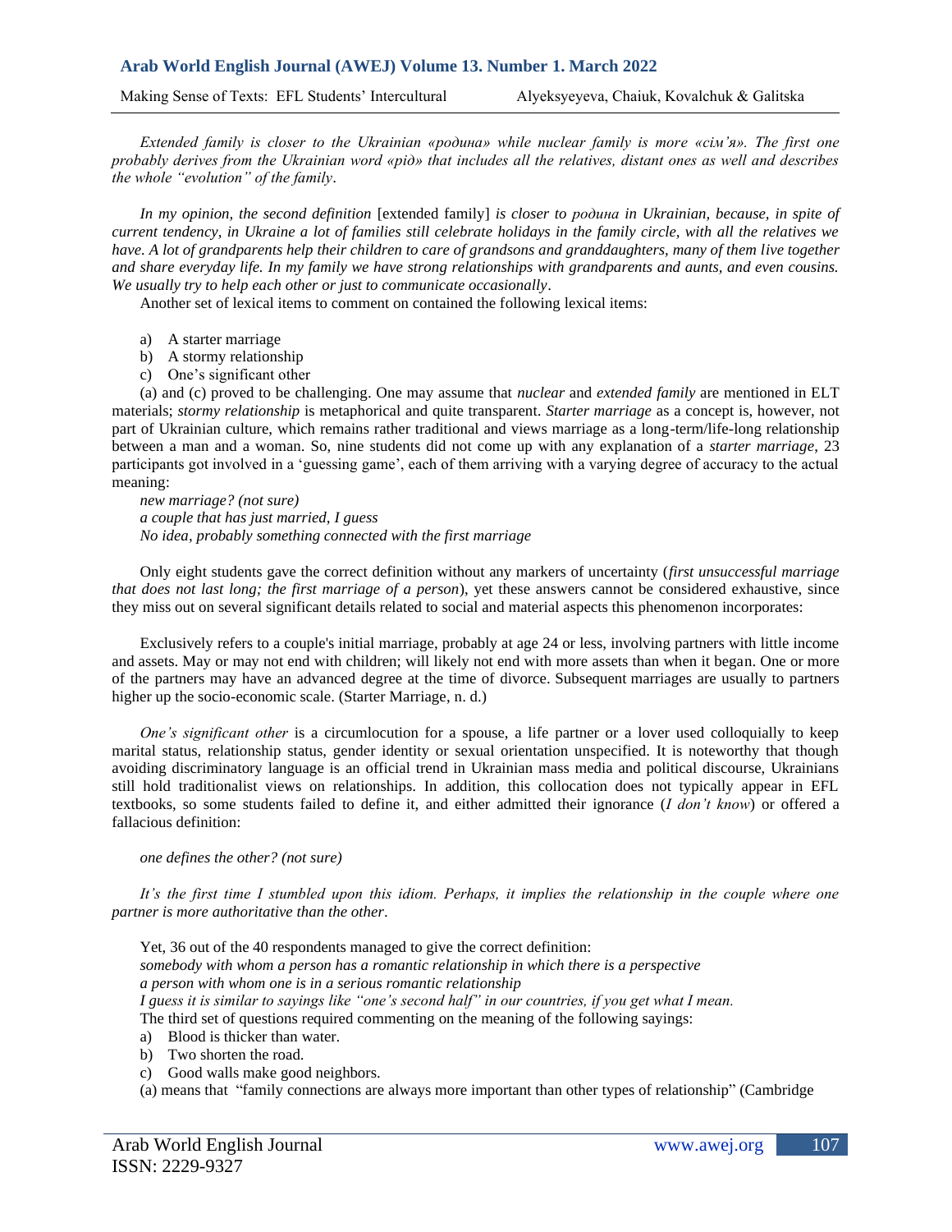*Extended family is closer to the Ukrainian «родина» while nuclear family is more «сім'я». The first one probably derives from the Ukrainian word «рід» that includes all the relatives, distant ones as well and describes the whole "evolution" of the family*.

*In my opinion, the second definition* [extended family] *is closer to родина in Ukrainian, because, in spite of current tendency, in Ukraine a lot of families still celebrate holidays in the family circle, with all the relatives we have. A lot of grandparents help their children to care of grandsons and granddaughters, many of them live together and share everyday life. In my family we have strong relationships with grandparents and aunts, and even cousins. We usually try to help each other or just to communicate occasionally*.

Another set of lexical items to comment on contained the following lexical items:

a) A starter marriage
b) A stormy relationship
c) One's significant other

(a) and (c) proved to be challenging. One may assume that *nuclear* and *extended family* are mentioned in ELT materials; *stormy relationship* is metaphorical and quite transparent. *Starter marriage* as a concept is, however, not part of Ukrainian culture, which remains rather traditional and views marriage as a long-term/life-long relationship between a man and a woman. So, nine students did not come up with any explanation of a *starter marriage*, 23 participants got involved in a 'guessing game', each of them arriving with a varying degree of accuracy to the actual meaning:

*new marriage? (not sure)*
*a couple that has just married, I guess*
*No idea, probably something connected with the first marriage*

Only eight students gave the correct definition without any markers of uncertainty (*first unsuccessful marriage that does not last long; the first marriage of a person*), yet these answers cannot be considered exhaustive, since they miss out on several significant details related to social and material aspects this phenomenon incorporates:

Exclusively refers to a couple's initial marriage, probably at age 24 or less, involving partners with little income and assets. May or may not end with children; will likely not end with more assets than when it began. One or more of the partners may have an advanced degree at the time of divorce. Subsequent marriages are usually to partners higher up the socio-economic scale. (Starter Marriage, n. d.)

*One's significant other* is a circumlocution for a spouse, a life partner or a lover used colloquially to keep marital status, relationship status, gender identity or sexual orientation unspecified. It is noteworthy that though avoiding discriminatory language is an official trend in Ukrainian mass media and political discourse, Ukrainians still hold traditionalist views on relationships. In addition, this collocation does not typically appear in EFL textbooks, so some students failed to define it, and either admitted their ignorance (*I don't know*) or offered a fallacious definition:

*one defines the other? (not sure)*

*It's the first time I stumbled upon this idiom. Perhaps, it implies the relationship in the couple where one partner is more authoritative than the other*.

Yet, 36 out of the 40 respondents managed to give the correct definition:
*somebody with whom a person has a romantic relationship in which there is a perspective*
*a person with whom one is in a serious romantic relationship*
*I guess it is similar to sayings like "one's second half" in our countries, if you get what I mean.*

The third set of questions required commenting on the meaning of the following sayings:

a) Blood is thicker than water.
b) Two shorten the road.
c) Good walls make good neighbors.

(a) means that "family connections are always more important than other types of relationship" (Cambridge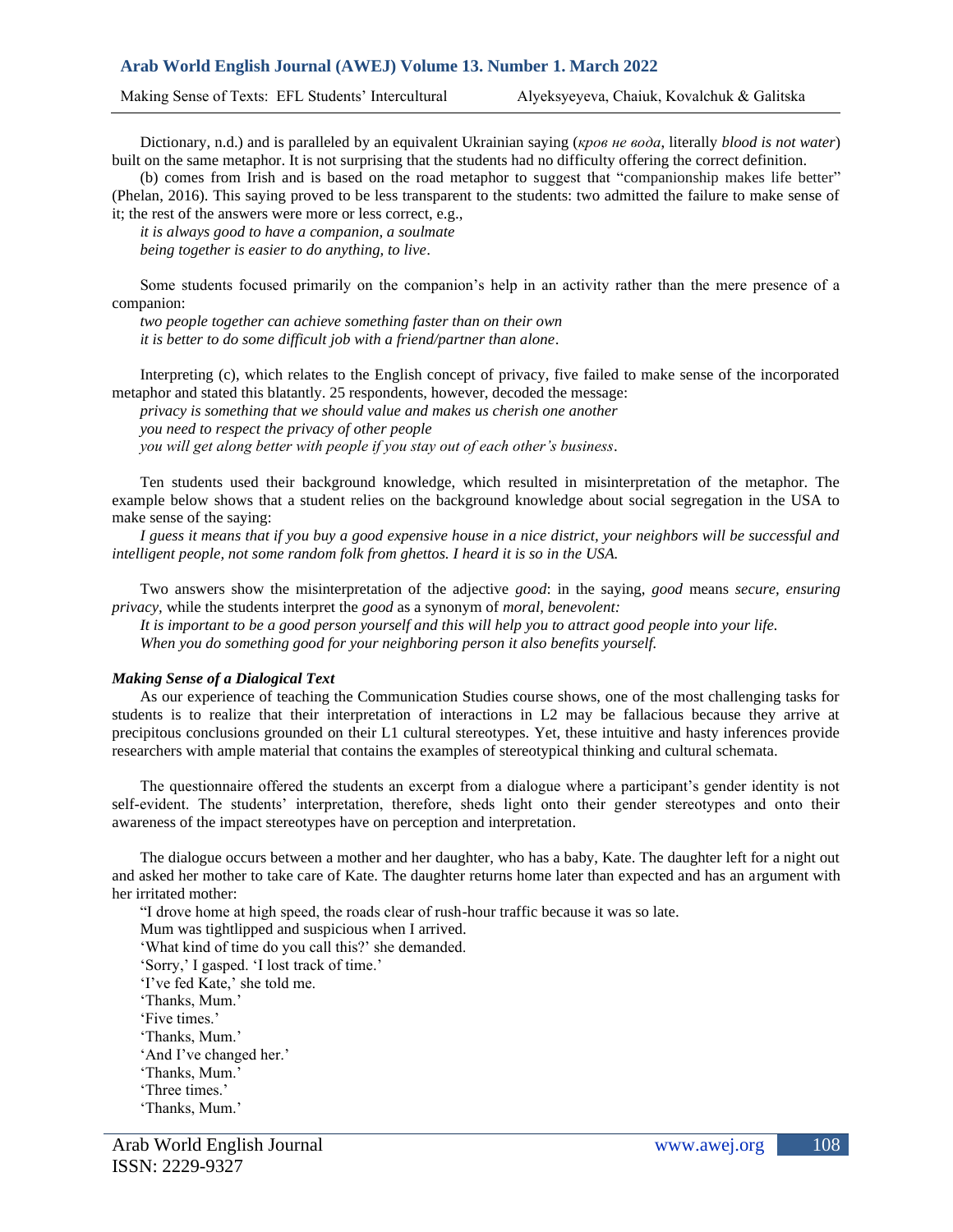Dictionary, n.d.) and is paralleled by an equivalent Ukrainian saying (*кров не вода*, literally *blood is not water*) built on the same metaphor. It is not surprising that the students had no difficulty offering the correct definition.

(b) comes from Irish and is based on the road metaphor to suggest that "companionship makes life better" (Phelan, 2016). This saying proved to be less transparent to the students: two admitted the failure to make sense of it; the rest of the answers were more or less correct, e.g.,

*it is always good to have a companion, a soulmate*
*being together is easier to do anything, to live*.

Some students focused primarily on the companion's help in an activity rather than the mere presence of a companion:

*two people together can achieve something faster than on their own*
*it is better to do some difficult job with a friend/partner than alone*.

Interpreting (c), which relates to the English concept of privacy, five failed to make sense of the incorporated metaphor and stated this blatantly. 25 respondents, however, decoded the message:

*privacy is something that we should value and makes us cherish one another*
*you need to respect the privacy of other people*
*you will get along better with people if you stay out of each other's business*.

Ten students used their background knowledge, which resulted in misinterpretation of the metaphor. The example below shows that a student relies on the background knowledge about social segregation in the USA to make sense of the saying:

*I guess it means that if you buy a good expensive house in a nice district, your neighbors will be successful and intelligent people, not some random folk from ghettos. I heard it is so in the USA.*

Two answers show the misinterpretation of the adjective *good*: in the saying, *good* means *secure, ensuring privacy,* while the students interpret the *good* as a synonym of *moral, benevolent:*

*It is important to be a good person yourself and this will help you to attract good people into your life.*
*When you do something good for your neighboring person it also benefits yourself.*

### *Making Sense of a Dialogical Text*

As our experience of teaching the Communication Studies course shows, one of the most challenging tasks for students is to realize that their interpretation of interactions in L2 may be fallacious because they arrive at precipitous conclusions grounded on their L1 cultural stereotypes. Yet, these intuitive and hasty inferences provide researchers with ample material that contains the examples of stereotypical thinking and cultural schemata.

The questionnaire offered the students an excerpt from a dialogue where a participant's gender identity is not self-evident. The students' interpretation, therefore, sheds light onto their gender stereotypes and onto their awareness of the impact stereotypes have on perception and interpretation.

The dialogue occurs between a mother and her daughter, who has a baby, Kate. The daughter left for a night out and asked her mother to take care of Kate. The daughter returns home later than expected and has an argument with her irritated mother:

"I drove home at high speed, the roads clear of rush-hour traffic because it was so late.
Mum was tightlipped and suspicious when I arrived.
'What kind of time do you call this?' she demanded.
'Sorry,' I gasped. 'I lost track of time.'
'I've fed Kate,' she told me.
'Thanks, Mum.'
'Five times.'
'Thanks, Mum.'
'And I've changed her.'
'Thanks, Mum.'
'Three times.'
'Thanks, Mum.'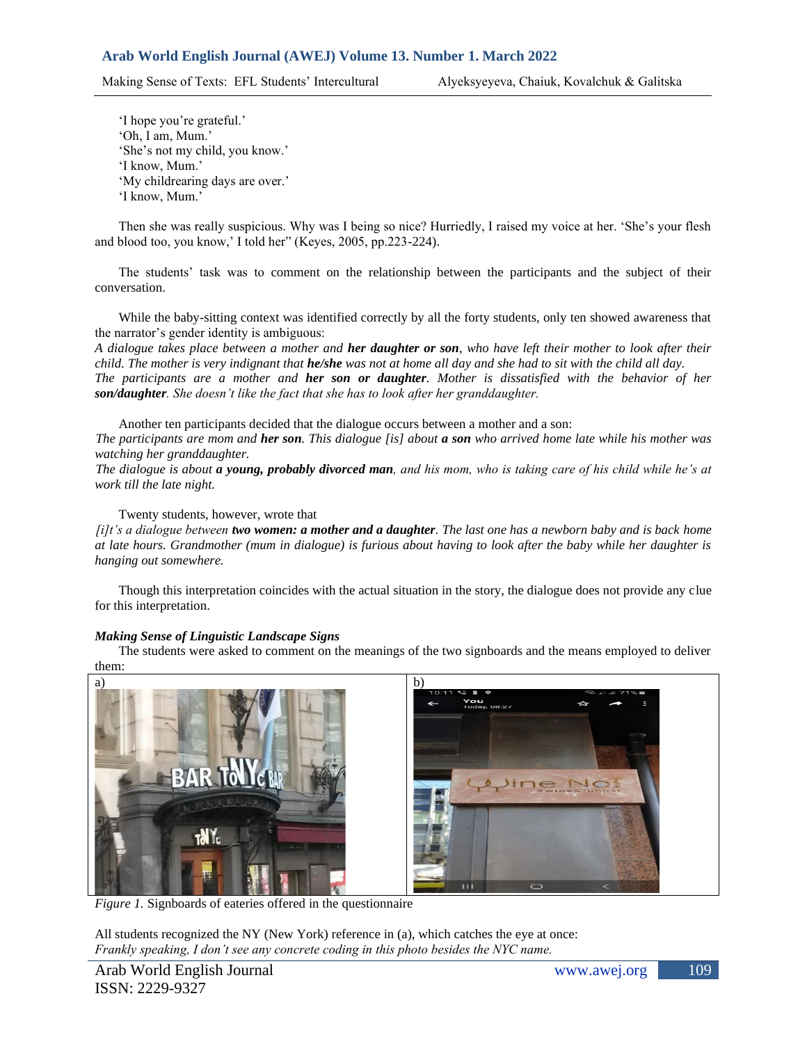'I hope you're grateful.'
'Oh, I am, Mum.'
'She's not my child, you know.'
'I know, Mum.'
'My childrearing days are over.'
'I know, Mum.'

Then she was really suspicious. Why was I being so nice? Hurriedly, I raised my voice at her. 'She's your flesh and blood too, you know,' I told her" (Keyes, 2005, pp.223-224).

The students' task was to comment on the relationship between the participants and the subject of their conversation.

While the baby-sitting context was identified correctly by all the forty students, only ten showed awareness that the narrator's gender identity is ambiguous:

*A dialogue takes place between a mother and **her daughter or son**, who have left their mother to look after their child. The mother is very indignant that **he/she** was not at home all day and she had to sit with the child all day.*
*The participants are a mother and **her son or daughter**. Mother is dissatisfied with the behavior of her **son/daughter**. She doesn't like the fact that she has to look after her granddaughter.*

Another ten participants decided that the dialogue occurs between a mother and a son:
*The participants are mom and **her son**. This dialogue [is] about **a son** who arrived home late while his mother was watching her granddaughter.*
*The dialogue is about **a young, probably divorced man**, and his mom, who is taking care of his child while he's at work till the late night.*

Twenty students, however, wrote that
*[i]t's a dialogue between **two women: a mother and a daughter**. The last one has a newborn baby and is back home at late hours. Grandmother (mum in dialogue) is furious about having to look after the baby while her daughter is hanging out somewhere.*

Though this interpretation coincides with the actual situation in the story, the dialogue does not provide any clue for this interpretation.

### *Making Sense of Linguistic Landscape Signs*

The students were asked to comment on the meanings of the two signboards and the means employed to deliver them:

a) b)

*Figure 1.* Signboards of eateries offered in the questionnaire

All students recognized the NY (New York) reference in (a), which catches the eye at once:
*Frankly speaking, I don't see any concrete coding in this photo besides the NYC name.*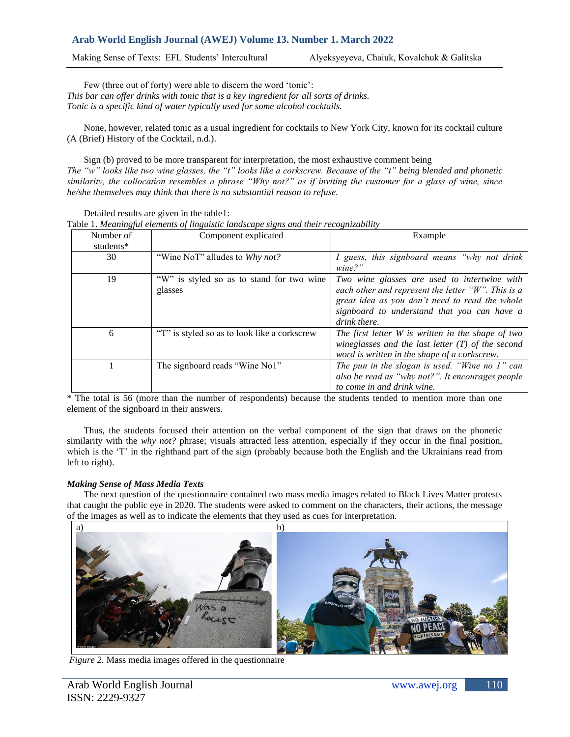Few (three out of forty) were able to discern the word 'tonic':

*This bar can offer drinks with tonic that is a key ingredient for all sorts of drinks.*
*Tonic is a specific kind of water typically used for some alcohol cocktails.*

None, however, related tonic as a usual ingredient for cocktails to New York City, known for its cocktail culture (A (Brief) History of the Cocktail, n.d.).

Sign (b) proved to be more transparent for interpretation, the most exhaustive comment being
*The "w" looks like two wine glasses, the "t" looks like a corkscrew. Because of the "t" being blended and phonetic similarity, the collocation resembles a phrase "Why not?" as if inviting the customer for a glass of wine, since he/she themselves may think that there is no substantial reason to refuse.*

Detailed results are given in the table1:

Table 1. *Meaningful elements of linguistic landscape signs and their recognizability*

| Number of students* | Component explicated | Example |
|---|---|---|
| 30 | "Wine NoT" alludes to *Why not?* | *I guess, this signboard means "why not drink wine?"* |
| 19 | "W" is styled so as to stand for two wine glasses | *Two wine glasses are used to intertwine with each other and represent the letter "W". This is a great idea as you don't need to read the whole signboard to understand that you can have a drink there.* |
| 6 | "T" is styled so as to look like a corkscrew | *The first letter W is written in the shape of two wineglasses and the last letter (T) of the second word is written in the shape of a corkscrew.* |
| 1 | The signboard reads "Wine No1" | *The pun in the slogan is used. "Wine no 1" can also be read as "why not?". It encourages people to come in and drink wine.* |

\* The total is 56 (more than the number of respondents) because the students tended to mention more than one element of the signboard in their answers.

Thus, the students focused their attention on the verbal component of the sign that draws on the phonetic similarity with the *why not?* phrase; visuals attracted less attention, especially if they occur in the final position, which is the 'T' in the righthand part of the sign (probably because both the English and the Ukrainians read from left to right).

### *Making Sense of Mass Media Texts*

The next question of the questionnaire contained two mass media images related to Black Lives Matter protests that caught the public eye in 2020. The students were asked to comment on the characters, their actions, the message of the images as well as to indicate the elements that they used as cues for interpretation.

*Figure 2.* Mass media images offered in the questionnaire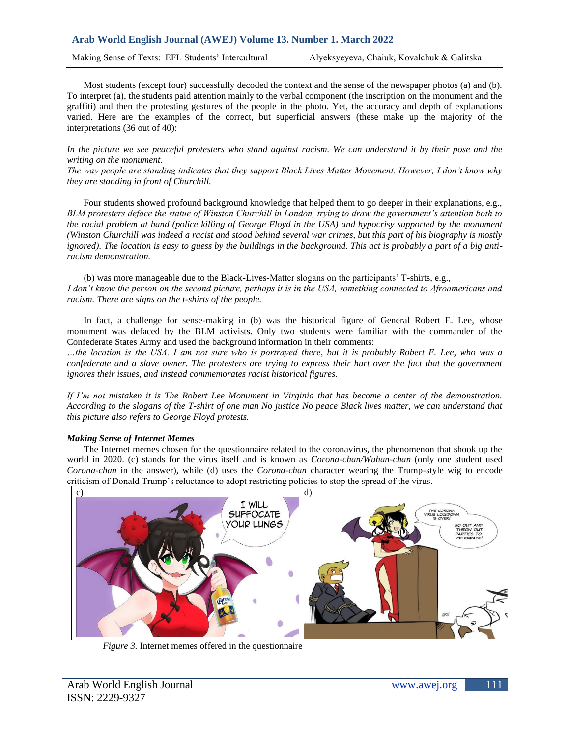Most students (except four) successfully decoded the context and the sense of the newspaper photos (a) and (b). To interpret (a), the students paid attention mainly to the verbal component (the inscription on the monument and the graffiti) and then the protesting gestures of the people in the photo. Yet, the accuracy and depth of explanations varied. Here are the examples of the correct, but superficial answers (these make up the majority of the interpretations (36 out of 40):

*In the picture we see peaceful protesters who stand against racism. We can understand it by their pose and the writing on the monument.*
*The way people are standing indicates that they support Black Lives Matter Movement. However, I don't know why they are standing in front of Churchill.*

Four students showed profound background knowledge that helped them to go deeper in their explanations, e.g., *BLM protesters deface the statue of Winston Churchill in London, trying to draw the government's attention both to the racial problem at hand (police killing of George Floyd in the USA) and hypocrisy supported by the monument (Winston Churchill was indeed a racist and stood behind several war crimes, but this part of his biography is mostly ignored). The location is easy to guess by the buildings in the background. This act is probably a part of a big anti-racism demonstration.*

(b) was more manageable due to the Black-Lives-Matter slogans on the participants' T-shirts, e.g.,
*I don't know the person on the second picture, perhaps it is in the USA, something connected to Afroamericans and racism. There are signs on the t-shirts of the people.*

In fact, a challenge for sense-making in (b) was the historical figure of General Robert E. Lee, whose monument was defaced by the BLM activists. Only two students were familiar with the commander of the Confederate States Army and used the background information in their comments:
*…the location is the USA. I am not sure who is portrayed there, but it is probably Robert E. Lee, who was a confederate and a slave owner. The protesters are trying to express their hurt over the fact that the government ignores their issues, and instead commemorates racist historical figures.*

*If I'm not mistaken it is The Robert Lee Monument in Virginia that has become a center of the demonstration. According to the slogans of the T-shirt of one man No justice No peace Black lives matter, we can understand that this picture also refers to George Floyd protests.*

### *Making Sense of Internet Memes*

The Internet memes chosen for the questionnaire related to the coronavirus, the phenomenon that shook up the world in 2020. (c) stands for the virus itself and is known as *Corona-chan/Wuhan-chan* (only one student used *Corona-chan* in the answer), while (d) uses the *Corona-chan* character wearing the Trump-style wig to encode criticism of Donald Trump's reluctance to adopt restricting policies to stop the spread of the virus.

*Figure 3.* Internet memes offered in the questionnaire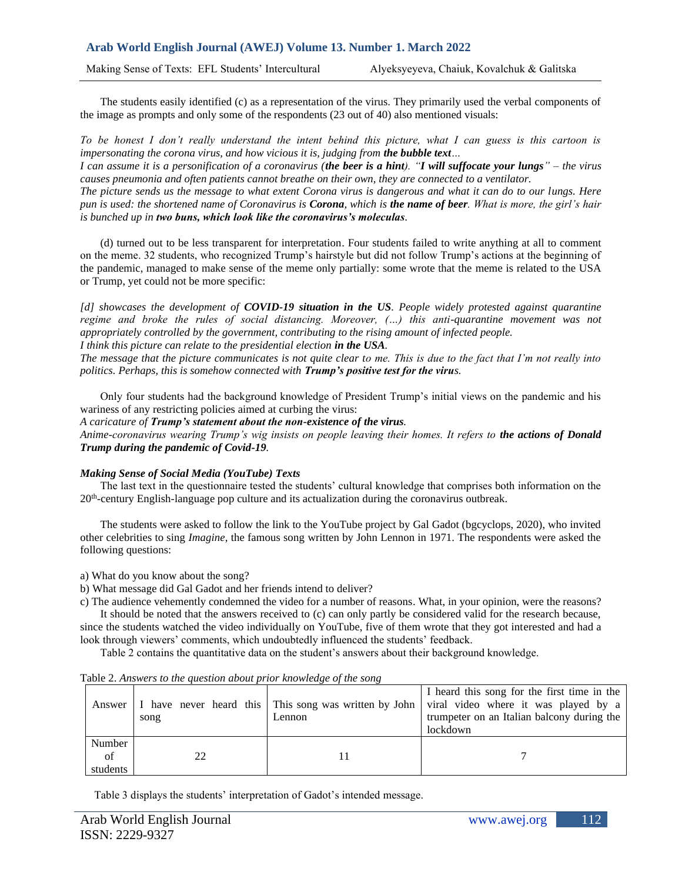The students easily identified (c) as a representation of the virus. They primarily used the verbal components of the image as prompts and only some of the respondents (23 out of 40) also mentioned visuals:

*To be honest I don't really understand the intent behind this picture, what I can guess is this cartoon is impersonating the corona virus, and how vicious it is, judging from* ***the bubble text****…*
*I can assume it is a personification of a coronavirus (***the beer is a hint***). "***I will suffocate your lungs***" – the virus causes pneumonia and often patients cannot breathe on their own, they are connected to a ventilator.*
*The picture sends us the message to what extent Corona virus is dangerous and what it can do to our lungs. Here pun is used: the shortened name of Coronavirus is* ***Corona****, which is* ***the name of beer****. What is more, the girl's hair is bunched up in* ***two buns, which look like the coronavirus's moleculas****.*

(d) turned out to be less transparent for interpretation. Four students failed to write anything at all to comment on the meme. 32 students, who recognized Trump's hairstyle but did not follow Trump's actions at the beginning of the pandemic, managed to make sense of the meme only partially: some wrote that the meme is related to the USA or Trump, yet could not be more specific:

*[d] showcases the development of* ***COVID-19 situation in the US****. People widely protested against quarantine regime and broke the rules of social distancing. Moreover, (…) this anti-quarantine movement was not appropriately controlled by the government, contributing to the rising amount of infected people.*
*I think this picture can relate to the presidential election* ***in the USA****.*
*The message that the picture communicates is not quite clear to me. This is due to the fact that I'm not really into politics. Perhaps, this is somehow connected with* ***Trump's positive test for the virus****.*

Only four students had the background knowledge of President Trump's initial views on the pandemic and his wariness of any restricting policies aimed at curbing the virus:
*A caricature of* ***Trump's statement about the non-existence of the virus****.*
*Anime-coronavirus wearing Trump's wig insists on people leaving their homes. It refers to* ***the actions of Donald Trump during the pandemic of Covid-19****.*

***Making Sense of Social Media (YouTube) Texts***

The last text in the questionnaire tested the students' cultural knowledge that comprises both information on the 20th-century English-language pop culture and its actualization during the coronavirus outbreak.

The students were asked to follow the link to the YouTube project by Gal Gadot (bgcyclops, 2020), who invited other celebrities to sing *Imagine*, the famous song written by John Lennon in 1971. The respondents were asked the following questions:

a) What do you know about the song?
b) What message did Gal Gadot and her friends intend to deliver?
c) The audience vehemently condemned the video for a number of reasons. What, in your opinion, were the reasons?

It should be noted that the answers received to (c) can only partly be considered valid for the research because, since the students watched the video individually on YouTube, five of them wrote that they got interested and had a look through viewers' comments, which undoubtedly influenced the students' feedback.

Table 2 contains the quantitative data on the student's answers about their background knowledge.

Table 2. *Answers to the question about prior knowledge of the song*

| Answer | I have never heard this song | This song was written by John Lennon | I heard this song for the first time in the viral video where it was played by a trumpeter on an Italian balcony during the lockdown |
|---|---|---|---|
| Number of students | 22 | 11 | 7 |

Table 3 displays the students' interpretation of Gadot's intended message.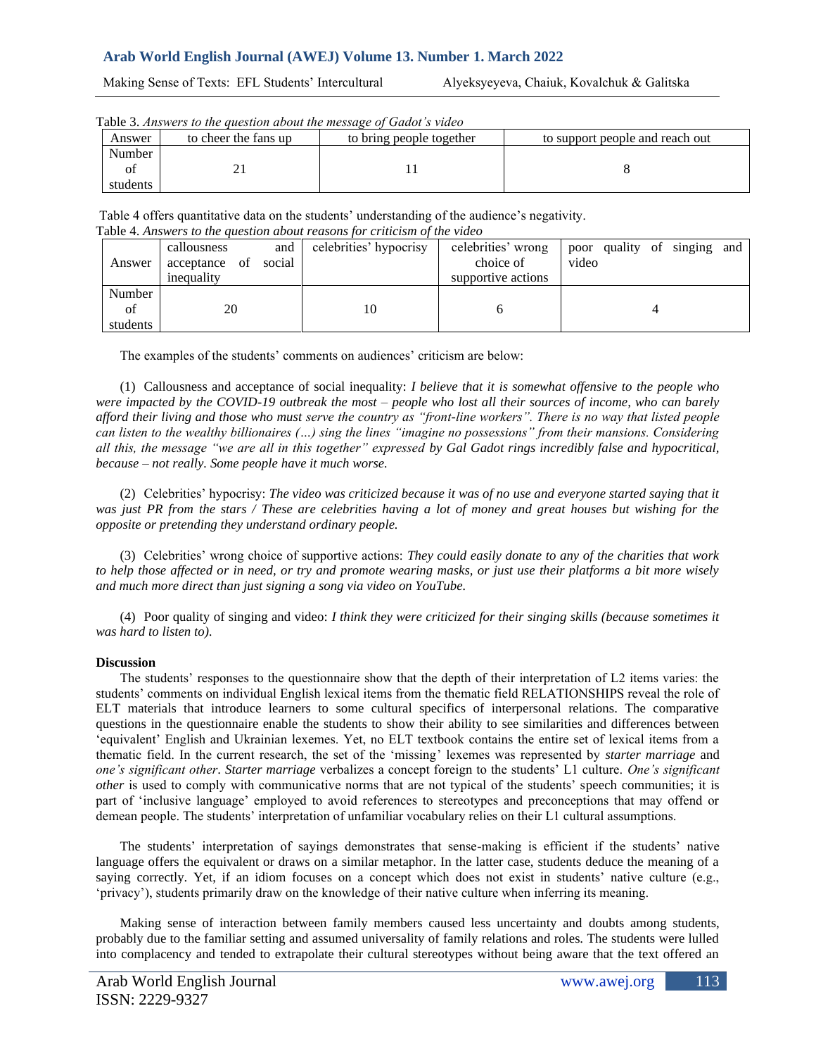Table 3. *Answers to the question about the message of Gadot's video*

| Answer | to cheer the fans up | to bring people together | to support people and reach out |
|---|---|---|---|
| Number of students | 21 | 11 | 8 |

Table 4 offers quantitative data on the students' understanding of the audience's negativity.

Table 4. *Answers to the question about reasons for criticism of the video*

| Answer | callousness and acceptance of social inequality | celebrities' hypocrisy | celebrities' wrong choice of supportive actions | poor quality of singing and video |
|---|---|---|---|---|
| Number of students | 20 | 10 | 6 | 4 |

The examples of the students' comments on audiences' criticism are below:

(1) Callousness and acceptance of social inequality: *I believe that it is somewhat offensive to the people who were impacted by the COVID-19 outbreak the most – people who lost all their sources of income, who can barely afford their living and those who must serve the country as "front-line workers". There is no way that listed people can listen to the wealthy billionaires (…) sing the lines "imagine no possessions" from their mansions. Considering all this, the message "we are all in this together" expressed by Gal Gadot rings incredibly false and hypocritical, because – not really. Some people have it much worse.*

(2) Celebrities' hypocrisy: *The video was criticized because it was of no use and everyone started saying that it was just PR from the stars / These are celebrities having a lot of money and great houses but wishing for the opposite or pretending they understand ordinary people.*

(3) Celebrities' wrong choice of supportive actions: *They could easily donate to any of the charities that work to help those affected or in need, or try and promote wearing masks, or just use their platforms a bit more wisely and much more direct than just signing a song via video on YouTube.*

(4) Poor quality of singing and video: *I think they were criticized for their singing skills (because sometimes it was hard to listen to).*

**Discussion**

The students' responses to the questionnaire show that the depth of their interpretation of L2 items varies: the students' comments on individual English lexical items from the thematic field RELATIONSHIPS reveal the role of ELT materials that introduce learners to some cultural specifics of interpersonal relations. The comparative questions in the questionnaire enable the students to show their ability to see similarities and differences between 'equivalent' English and Ukrainian lexemes. Yet, no ELT textbook contains the entire set of lexical items from a thematic field. In the current research, the set of the 'missing' lexemes was represented by *starter marriage* and *one's significant other*. *Starter marriage* verbalizes a concept foreign to the students' L1 culture. *One's significant other* is used to comply with communicative norms that are not typical of the students' speech communities; it is part of 'inclusive language' employed to avoid references to stereotypes and preconceptions that may offend or demean people. The students' interpretation of unfamiliar vocabulary relies on their L1 cultural assumptions.

The students' interpretation of sayings demonstrates that sense-making is efficient if the students' native language offers the equivalent or draws on a similar metaphor. In the latter case, students deduce the meaning of a saying correctly. Yet, if an idiom focuses on a concept which does not exist in students' native culture (e.g., 'privacy'), students primarily draw on the knowledge of their native culture when inferring its meaning.

Making sense of interaction between family members caused less uncertainty and doubts among students, probably due to the familiar setting and assumed universality of family relations and roles. The students were lulled into complacency and tended to extrapolate their cultural stereotypes without being aware that the text offered an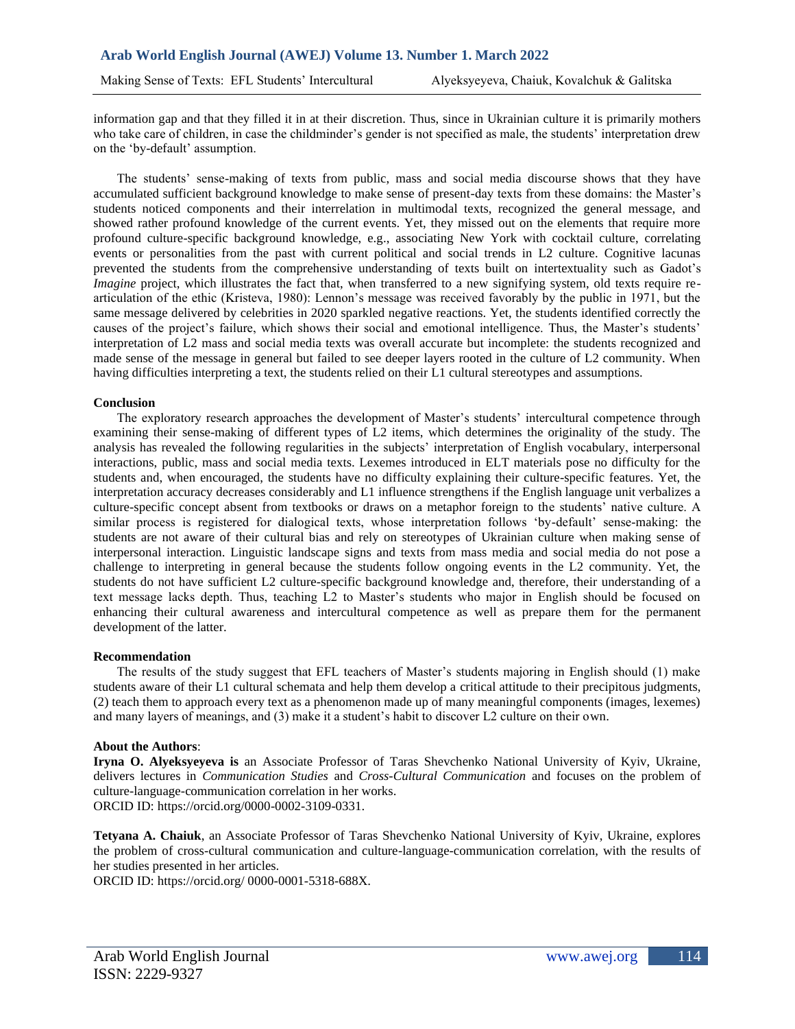information gap and that they filled it in at their discretion. Thus, since in Ukrainian culture it is primarily mothers who take care of children, in case the childminder's gender is not specified as male, the students' interpretation drew on the 'by-default' assumption.

The students' sense-making of texts from public, mass and social media discourse shows that they have accumulated sufficient background knowledge to make sense of present-day texts from these domains: the Master's students noticed components and their interrelation in multimodal texts, recognized the general message, and showed rather profound knowledge of the current events. Yet, they missed out on the elements that require more profound culture-specific background knowledge, e.g., associating New York with cocktail culture, correlating events or personalities from the past with current political and social trends in L2 culture. Cognitive lacunas prevented the students from the comprehensive understanding of texts built on intertextuality such as Gadot's *Imagine* project, which illustrates the fact that, when transferred to a new signifying system, old texts require re-articulation of the ethic (Kristeva, 1980): Lennon's message was received favorably by the public in 1971, but the same message delivered by celebrities in 2020 sparkled negative reactions. Yet, the students identified correctly the causes of the project's failure, which shows their social and emotional intelligence. Thus, the Master's students' interpretation of L2 mass and social media texts was overall accurate but incomplete: the students recognized and made sense of the message in general but failed to see deeper layers rooted in the culture of L2 community. When having difficulties interpreting a text, the students relied on their L1 cultural stereotypes and assumptions.

**Conclusion**

The exploratory research approaches the development of Master's students' intercultural competence through examining their sense-making of different types of L2 items, which determines the originality of the study. The analysis has revealed the following regularities in the subjects' interpretation of English vocabulary, interpersonal interactions, public, mass and social media texts. Lexemes introduced in ELT materials pose no difficulty for the students and, when encouraged, the students have no difficulty explaining their culture-specific features. Yet, the interpretation accuracy decreases considerably and L1 influence strengthens if the English language unit verbalizes a culture-specific concept absent from textbooks or draws on a metaphor foreign to the students' native culture. A similar process is registered for dialogical texts, whose interpretation follows 'by-default' sense-making: the students are not aware of their cultural bias and rely on stereotypes of Ukrainian culture when making sense of interpersonal interaction. Linguistic landscape signs and texts from mass media and social media do not pose a challenge to interpreting in general because the students follow ongoing events in the L2 community. Yet, the students do not have sufficient L2 culture-specific background knowledge and, therefore, their understanding of a text message lacks depth. Thus, teaching L2 to Master's students who major in English should be focused on enhancing their cultural awareness and intercultural competence as well as prepare them for the permanent development of the latter.

**Recommendation**

The results of the study suggest that EFL teachers of Master's students majoring in English should (1) make students aware of their L1 cultural schemata and help them develop a critical attitude to their precipitous judgments, (2) teach them to approach every text as a phenomenon made up of many meaningful components (images, lexemes) and many layers of meanings, and (3) make it a student's habit to discover L2 culture on their own.

**About the Authors**:

**Iryna O. Alyeksyeyeva is** an Associate Professor of Taras Shevchenko National University of Kyiv, Ukraine, delivers lectures in *Communication Studies* and *Cross-Cultural Communication* and focuses on the problem of culture-language-communication correlation in her works.
ORCID ID: https://orcid.org/0000-0002-3109-0331.

**Tetyana A. Chaiuk**, an Associate Professor of Taras Shevchenko National University of Kyiv, Ukraine, explores the problem of cross-cultural communication and culture-language-communication correlation, with the results of her studies presented in her articles.
ORCID ID: https://orcid.org/ 0000-0001-5318-688X.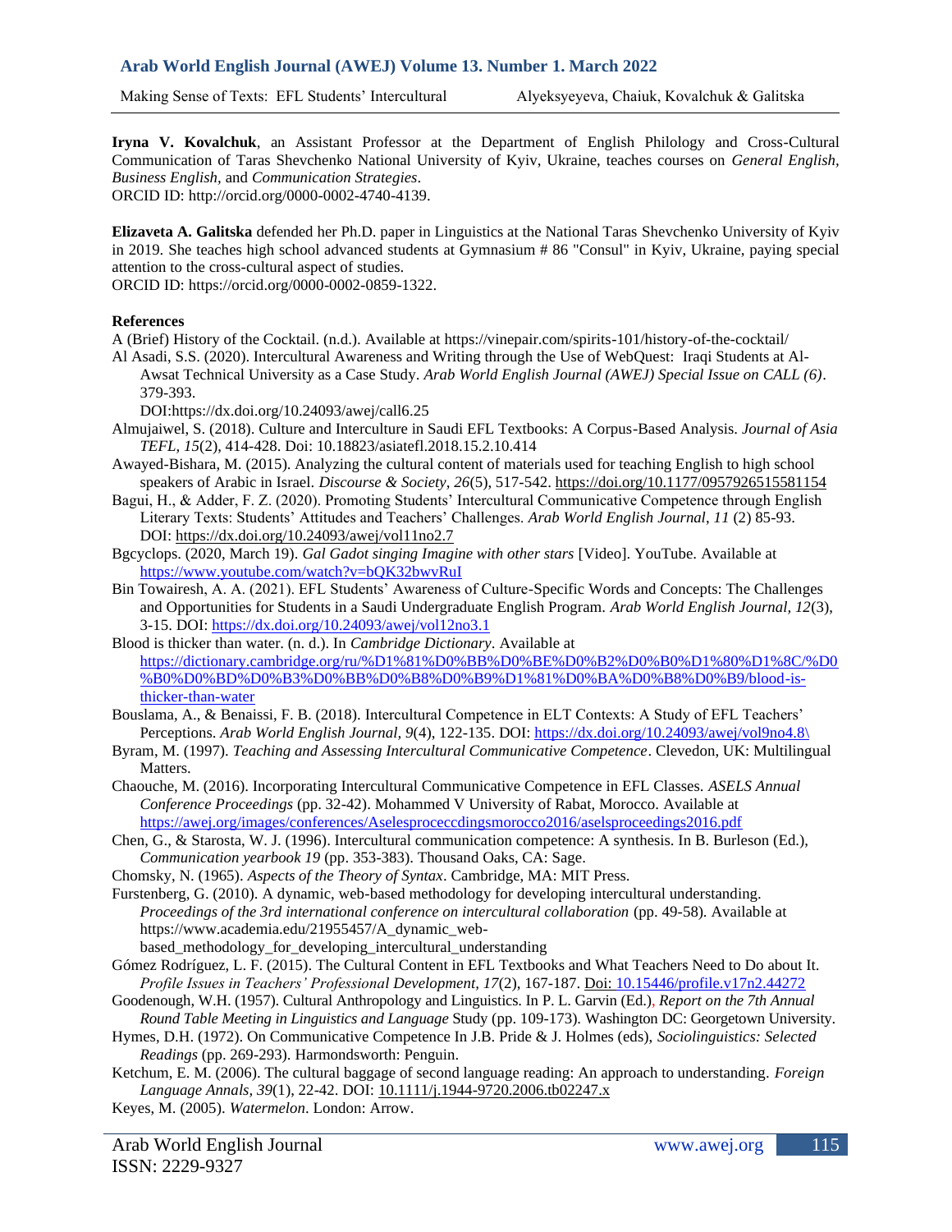**Iryna V. Kovalchuk**, an Assistant Professor at the Department of English Philology and Cross-Cultural Communication of Taras Shevchenko National University of Kyiv, Ukraine, teaches courses on *General English*, *Business English*, and *Communication Strategies*.
ORCID ID: http://orcid.org/0000-0002-4740-4139.

**Elizaveta A. Galitska** defended her Ph.D. paper in Linguistics at the National Taras Shevchenko University of Kyiv in 2019. She teaches high school advanced students at Gymnasium # 86 "Consul" in Kyiv, Ukraine, paying special attention to the cross-cultural aspect of studies.
ORCID ID: https://orcid.org/0000-0002-0859-1322.

**References**

A (Brief) History of the Cocktail. (n.d.). Available at https://vinepair.com/spirits-101/history-of-the-cocktail/

Al Asadi, S.S. (2020). Intercultural Awareness and Writing through the Use of WebQuest: Iraqi Students at Al-Awsat Technical University as a Case Study. *Arab World English Journal (AWEJ) Special Issue on CALL (6)*. 379-393.
DOI:https://dx.doi.org/10.24093/awej/call6.25

Almujaiwel, S. (2018). Culture and Interculture in Saudi EFL Textbooks: A Corpus-Based Analysis. *Journal of Asia TEFL, 15*(2), 414-428. Doi: 10.18823/asiatefl.2018.15.2.10.414

Awayed-Bishara, M. (2015). Analyzing the cultural content of materials used for teaching English to high school speakers of Arabic in Israel. *Discourse & Society, 26*(5), 517-542. https://doi.org/10.1177/0957926515581154

Bagui, H., & Adder, F. Z. (2020). Promoting Students' Intercultural Communicative Competence through English Literary Texts: Students' Attitudes and Teachers' Challenges. *Arab World English Journal*, *11* (2) 85-93. DOI: https://dx.doi.org/10.24093/awej/vol11no2.7

Bgcyclops. (2020, March 19). *Gal Gadot singing Imagine with other stars* [Video]. YouTube. Available at https://www.youtube.com/watch?v=bQK32bwvRuI

Bin Towairesh, A. A. (2021). EFL Students' Awareness of Culture-Specific Words and Concepts: The Challenges and Opportunities for Students in a Saudi Undergraduate English Program. *Arab World English Journal, 12*(3), 3-15. DOI: https://dx.doi.org/10.24093/awej/vol12no3.1

Blood is thicker than water. (n. d.). In *Cambridge Dictionary*. Available at https://dictionary.cambridge.org/ru/%D1%81%D0%BB%D0%BE%D0%B2%D0%B0%D1%80%D1%8C/%D0%B0%D0%BD%D0%B3%D0%BB%D0%B8%D0%B9%D1%81%D0%BA%D0%B8%D0%B9/blood-is-thicker-than-water

Bouslama, A., & Benaissi, F. B. (2018). Intercultural Competence in ELT Contexts: A Study of EFL Teachers' Perceptions. *Arab World English Journal, 9*(4), 122-135. DOI: https://dx.doi.org/10.24093/awej/vol9no4.8\

Byram, M. (1997). *Teaching and Assessing Intercultural Communicative Competence*. Clevedon, UK: Multilingual Matters.

Chaouche, M. (2016). Incorporating Intercultural Communicative Competence in EFL Classes. *ASELS Annual Conference Proceedings* (pp. 32-42). Mohammed V University of Rabat, Morocco. Available at https://awej.org/images/conferences/Aselsproceccdingsmorocco2016/aselsproceedings2016.pdf

Chen, G., & Starosta, W. J. (1996). Intercultural communication competence: A synthesis. In B. Burleson (Ed.), *Communication yearbook 19* (pp. 353-383). Thousand Oaks, CA: Sage.

Chomsky, N. (1965). *Aspects of the Theory of Syntax*. Cambridge, MA: MIT Press.

Furstenberg, G. (2010). A dynamic, web-based methodology for developing intercultural understanding. *Proceedings of the 3rd international conference on intercultural collaboration* (pp. 49-58). Available at https://www.academia.edu/21955457/A_dynamic_web-based_methodology_for_developing_intercultural_understanding

Gómez Rodríguez, L. F. (2015). The Cultural Content in EFL Textbooks and What Teachers Need to Do about It. *Profile Issues in Teachers' Professional Development, 17*(2), 167-187. Doi: 10.15446/profile.v17n2.44272

Goodenough, W.H. (1957). Cultural Anthropology and Linguistics. In P. L. Garvin (Ed.), *Report on the 7th Annual Round Table Meeting in Linguistics and Language* Study (pp. 109-173). Washington DC: Georgetown University.

Hymes, D.H. (1972). On Communicative Competence In J.B. Pride & J. Holmes (eds), *Sociolinguistics: Selected Readings* (pp. 269-293). Harmondsworth: Penguin.

Ketchum, E. M. (2006). The cultural baggage of second language reading: An approach to understanding. *Foreign Language Annals, 39*(1), 22-42. DOI: 10.1111/j.1944-9720.2006.tb02247.x

Keyes, M. (2005). *Watermelon*. London: Arrow.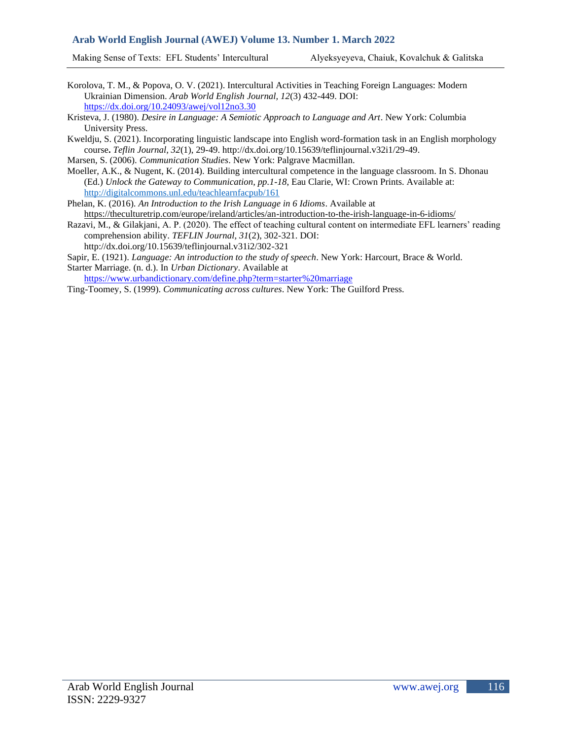Korolova, T. M., & Popova, O. V. (2021). Intercultural Activities in Teaching Foreign Languages: Modern Ukrainian Dimension. *Arab World English Journal, 12*(3) 432-449. DOI: https://dx.doi.org/10.24093/awej/vol12no3.30

Kristeva, J. (1980). *Desire in Language: A Semiotic Approach to Language and Art*. New York: Columbia University Press.

Kweldju, S. (2021). Incorporating linguistic landscape into English word-formation task in an English morphology course**.** *Teflin Journal, 32*(1), 29-49. http://dx.doi.org/10.15639/teflinjournal.v32i1/29-49.

Marsen, S. (2006). *Communication Studies*. New York: Palgrave Macmillan.

Moeller, A.K., & Nugent, K. (2014). Building intercultural competence in the language classroom. In S. Dhonau (Ed.) *Unlock the Gateway to Communication, pp.1-18*, Eau Clarie, WI: Crown Prints. Available at: http://digitalcommons.unl.edu/teachlearnfacpub/161

Phelan, K. (2016). *An Introduction to the Irish Language in 6 Idioms*. Available at https://theculturetrip.com/europe/ireland/articles/an-introduction-to-the-irish-language-in-6-idioms/

Razavi, M., & Gilakjani, A. P. (2020). The effect of teaching cultural content on intermediate EFL learners' reading comprehension ability. *TEFLIN Journal, 31*(2), 302-321. DOI: http://dx.doi.org/10.15639/teflinjournal.v31i2/302-321

Sapir, E. (1921). *Language: An introduction to the study of speech*. New York: Harcourt, Brace & World.

Starter Marriage. (n. d.). In *Urban Dictionary*. Available at https://www.urbandictionary.com/define.php?term=starter%20marriage

Ting-Toomey, S. (1999). *Communicating across cultures*. New York: The Guilford Press.